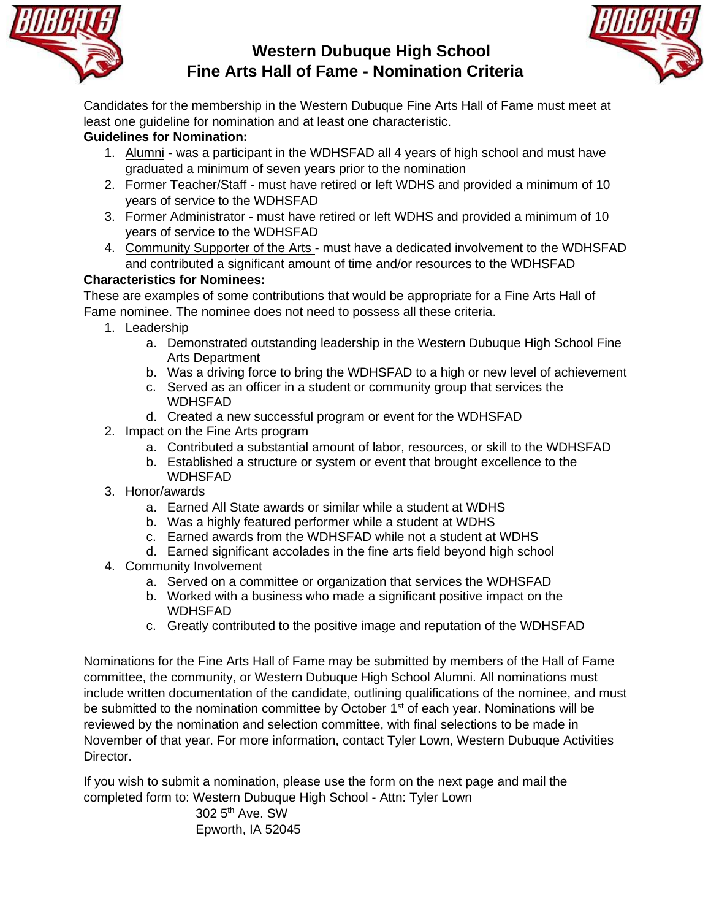# Western Dubuque High School
## Fine Arts Hall of Fame - Nomination Criteria

Candidates for the membership in the Western Dubuque Fine Arts Hall of Fame must meet at least one guideline for nomination and at least one characteristic.

**Guidelines for Nomination:**

1. Alumni - was a participant in the WDHSFAD all 4 years of high school and must have graduated a minimum of seven years prior to the nomination
2. Former Teacher/Staff - must have retired or left WDHS and provided a minimum of 10 years of service to the WDHSFAD
3. Former Administrator - must have retired or left WDHS and provided a minimum of 10 years of service to the WDHSFAD
4. Community Supporter of the Arts - must have a dedicated involvement to the WDHSFAD and contributed a significant amount of time and/or resources to the WDHSFAD

**Characteristics for Nominees:**

These are examples of some contributions that would be appropriate for a Fine Arts Hall of Fame nominee. The nominee does not need to possess all these criteria.

1. Leadership
   a. Demonstrated outstanding leadership in the Western Dubuque High School Fine Arts Department
   b. Was a driving force to bring the WDHSFAD to a high or new level of achievement
   c. Served as an officer in a student or community group that services the WDHSFAD
   d. Created a new successful program or event for the WDHSFAD
2. Impact on the Fine Arts program
   a. Contributed a substantial amount of labor, resources, or skill to the WDHSFAD
   b. Established a structure or system or event that brought excellence to the WDHSFAD
3. Honor/awards
   a. Earned All State awards or similar while a student at WDHS
   b. Was a highly featured performer while a student at WDHS
   c. Earned awards from the WDHSFAD while not a student at WDHS
   d. Earned significant accolades in the fine arts field beyond high school
4. Community Involvement
   a. Served on a committee or organization that services the WDHSFAD
   b. Worked with a business who made a significant positive impact on the WDHSFAD
   c. Greatly contributed to the positive image and reputation of the WDHSFAD

Nominations for the Fine Arts Hall of Fame may be submitted by members of the Hall of Fame committee, the community, or Western Dubuque High School Alumni. All nominations must include written documentation of the candidate, outlining qualifications of the nominee, and must be submitted to the nomination committee by October 1st of each year. Nominations will be reviewed by the nomination and selection committee, with final selections to be made in November of that year. For more information, contact Tyler Lown, Western Dubuque Activities Director.

If you wish to submit a nomination, please use the form on the next page and mail the completed form to: Western Dubuque High School - Attn: Tyler Lown
302 5th Ave. SW
Epworth, IA 52045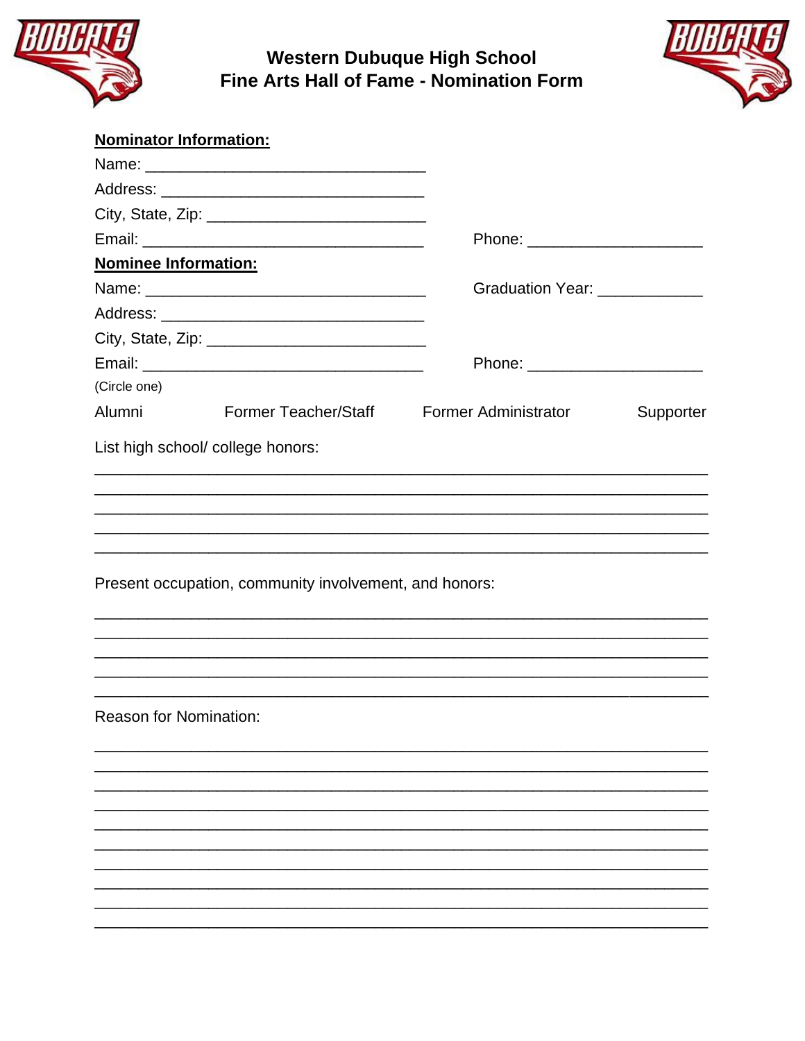# Western Dubuque High School
## Fine Arts Hall of Fame - Nomination Form

**Nominator Information:**

Name: ______________________________

Address: ______________________________

City, State, Zip: ______________________________

Email: ______________________________ Phone: ____________________

**Nominee Information:**

Name: ______________________________ Graduation Year: ____________

Address: ______________________________

City, State, Zip: ______________________________

Email: ______________________________ Phone: ____________________

(Circle one)

Alumni    Former Teacher/Staff    Former Administrator    Supporter

List high school/ college honors:

______________________________________________________________________

______________________________________________________________________

______________________________________________________________________

______________________________________________________________________

______________________________________________________________________

Present occupation, community involvement, and honors:

______________________________________________________________________

______________________________________________________________________

______________________________________________________________________

______________________________________________________________________

______________________________________________________________________

Reason for Nomination:

______________________________________________________________________

______________________________________________________________________

______________________________________________________________________

______________________________________________________________________

______________________________________________________________________

______________________________________________________________________

______________________________________________________________________

______________________________________________________________________

______________________________________________________________________

______________________________________________________________________